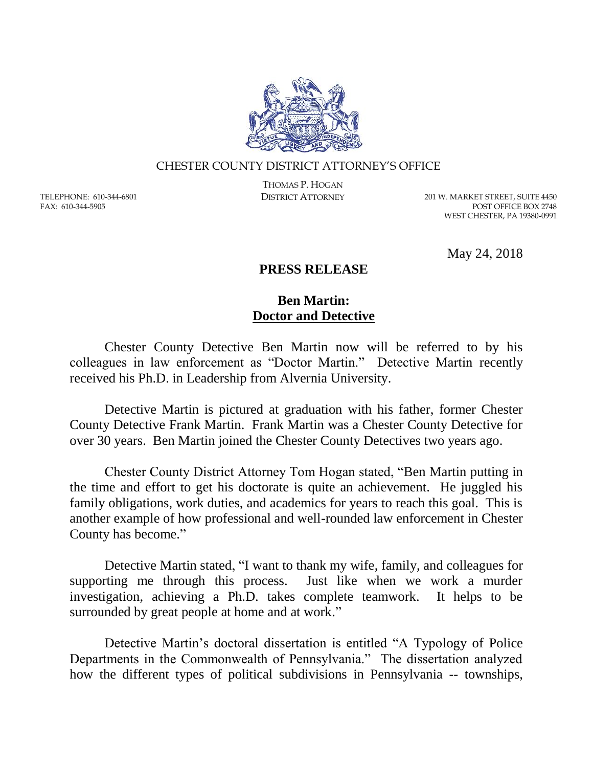CHESTER COUNTY DISTRICT ATTORNEY'S OFFICE

THOMAS P. HOGAN
DISTRICT ATTORNEY

TELEPHONE: 610-344-6801
FAX: 610-344-5905

201 W. MARKET STREET, SUITE 4450
POST OFFICE BOX 2748
WEST CHESTER, PA 19380-0991

May 24, 2018

**PRESS RELEASE**

**Ben Martin:**
**Doctor and Detective**

Chester County Detective Ben Martin now will be referred to by his colleagues in law enforcement as "Doctor Martin." Detective Martin recently received his Ph.D. in Leadership from Alvernia University.

Detective Martin is pictured at graduation with his father, former Chester County Detective Frank Martin. Frank Martin was a Chester County Detective for over 30 years. Ben Martin joined the Chester County Detectives two years ago.

Chester County District Attorney Tom Hogan stated, "Ben Martin putting in the time and effort to get his doctorate is quite an achievement. He juggled his family obligations, work duties, and academics for years to reach this goal. This is another example of how professional and well-rounded law enforcement in Chester County has become."

Detective Martin stated, "I want to thank my wife, family, and colleagues for supporting me through this process. Just like when we work a murder investigation, achieving a Ph.D. takes complete teamwork. It helps to be surrounded by great people at home and at work."

Detective Martin's doctoral dissertation is entitled "A Typology of Police Departments in the Commonwealth of Pennsylvania." The dissertation analyzed how the different types of political subdivisions in Pennsylvania -- townships,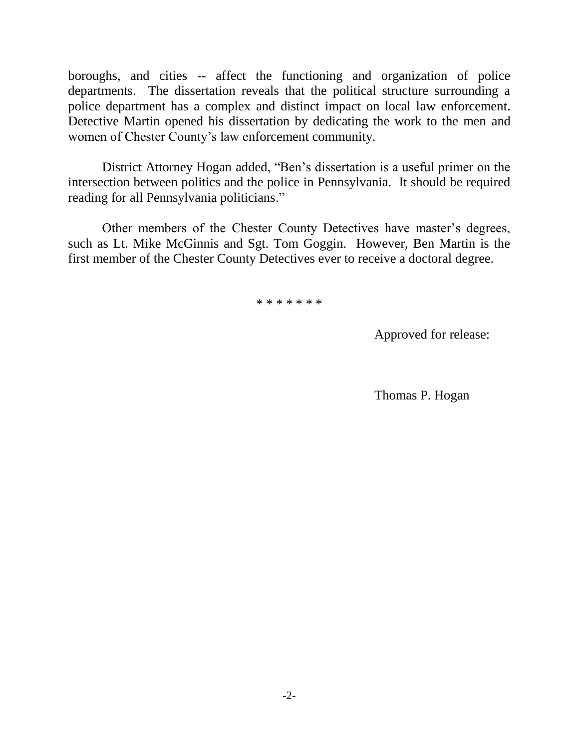boroughs, and cities -- affect the functioning and organization of police departments. The dissertation reveals that the political structure surrounding a police department has a complex and distinct impact on local law enforcement. Detective Martin opened his dissertation by dedicating the work to the men and women of Chester County's law enforcement community.

District Attorney Hogan added, "Ben's dissertation is a useful primer on the intersection between politics and the police in Pennsylvania. It should be required reading for all Pennsylvania politicians."

Other members of the Chester County Detectives have master's degrees, such as Lt. Mike McGinnis and Sgt. Tom Goggin. However, Ben Martin is the first member of the Chester County Detectives ever to receive a doctoral degree.

* * * * * * *

Approved for release:

Thomas P. Hogan